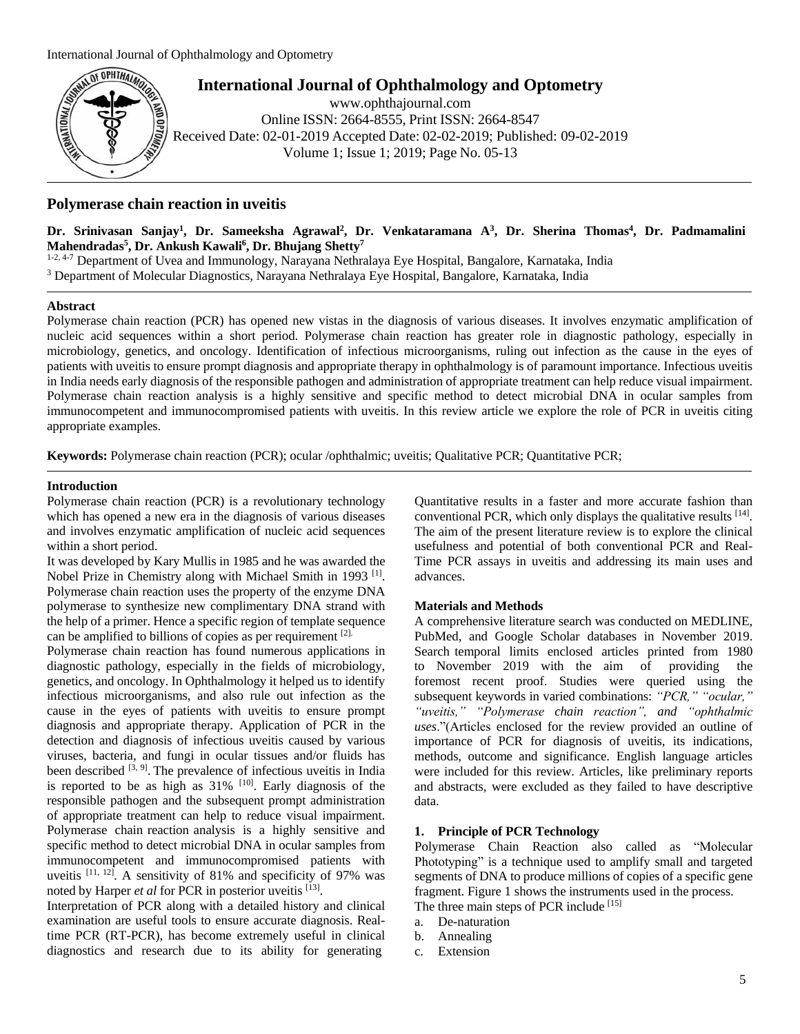# Polymerase chain reaction in uveitis

**Dr. Srinivasan Sanjay[1], Dr. Sameeksha Agrawal[2], Dr. Venkataramana A[3], Dr. Sherina Thomas[4], Dr. Padmamalini Mahendradas[5], Dr. Ankush Kawali[6], Dr. Bhujang Shetty[7]**

[1-2, 4-7] Department of Uvea and Immunology, Narayana Nethralaya Eye Hospital, Bangalore, Karnataka, India
[3] Department of Molecular Diagnostics, Narayana Nethralaya Eye Hospital, Bangalore, Karnataka, India

## Abstract

Polymerase chain reaction (PCR) has opened new vistas in the diagnosis of various diseases. It involves enzymatic amplification of nucleic acid sequences within a short period. Polymerase chain reaction has greater role in diagnostic pathology, especially in microbiology, genetics, and oncology. Identification of infectious microorganisms, ruling out infection as the cause in the eyes of patients with uveitis to ensure prompt diagnosis and appropriate therapy in ophthalmology is of paramount importance. Infectious uveitis in India needs early diagnosis of the responsible pathogen and administration of appropriate treatment can help reduce visual impairment. Polymerase chain reaction analysis is a highly sensitive and specific method to detect microbial DNA in ocular samples from immunocompetent and immunocompromised patients with uveitis. In this review article we explore the role of PCR in uveitis citing appropriate examples.

**Keywords:** Polymerase chain reaction (PCR); ocular /ophthalmic; uveitis; Qualitative PCR; Quantitative PCR;

## Introduction

Polymerase chain reaction (PCR) is a revolutionary technology which has opened a new era in the diagnosis of various diseases and involves enzymatic amplification of nucleic acid sequences within a short period.

It was developed by Kary Mullis in 1985 and he was awarded the Nobel Prize in Chemistry along with Michael Smith in 1993 [1]. Polymerase chain reaction uses the property of the enzyme DNA polymerase to synthesize new complimentary DNA strand with the help of a primer. Hence a specific region of template sequence can be amplified to billions of copies as per requirement [2].

Polymerase chain reaction has found numerous applications in diagnostic pathology, especially in the fields of microbiology, genetics, and oncology. In Ophthalmology it helped us to identify infectious microorganisms, and also rule out infection as the cause in the eyes of patients with uveitis to ensure prompt diagnosis and appropriate therapy. Application of PCR in the detection and diagnosis of infectious uveitis caused by various viruses, bacteria, and fungi in ocular tissues and/or fluids has been described [3, 9]. The prevalence of infectious uveitis in India is reported to be as high as 31% [10]. Early diagnosis of the responsible pathogen and the subsequent prompt administration of appropriate treatment can help to reduce visual impairment. Polymerase chain reaction analysis is a highly sensitive and specific method to detect microbial DNA in ocular samples from immunocompetent and immunocompromised patients with uveitis [11, 12]. A sensitivity of 81% and specificity of 97% was noted by Harper *et al* for PCR in posterior uveitis [13].

Interpretation of PCR along with a detailed history and clinical examination are useful tools to ensure accurate diagnosis. Real-time PCR (RT-PCR), has become extremely useful in clinical diagnostics and research due to its ability for generating Quantitative results in a faster and more accurate fashion than conventional PCR, which only displays the qualitative results [14]. The aim of the present literature review is to explore the clinical usefulness and potential of both conventional PCR and Real-Time PCR assays in uveitis and addressing its main uses and advances.

## Materials and Methods

A comprehensive literature search was conducted on MEDLINE, PubMed, and Google Scholar databases in November 2019. Search temporal limits enclosed articles printed from 1980 to November 2019 with the aim of providing the foremost recent proof. Studies were queried using the subsequent keywords in varied combinations: *"PCR," "ocular," "uveitis," "Polymerase chain reaction", and "ophthalmic uses*."(Articles enclosed for the review provided an outline of importance of PCR for diagnosis of uveitis, its indications, methods, outcome and significance. English language articles were included for this review. Articles, like preliminary reports and abstracts, were excluded as they failed to have descriptive data.

### 1. Principle of PCR Technology

Polymerase Chain Reaction also called as "Molecular Phototyping" is a technique used to amplify small and targeted segments of DNA to produce millions of copies of a specific gene fragment. Figure 1 shows the instruments used in the process.

The three main steps of PCR include [15]

a. De-naturation
b. Annealing
c. Extension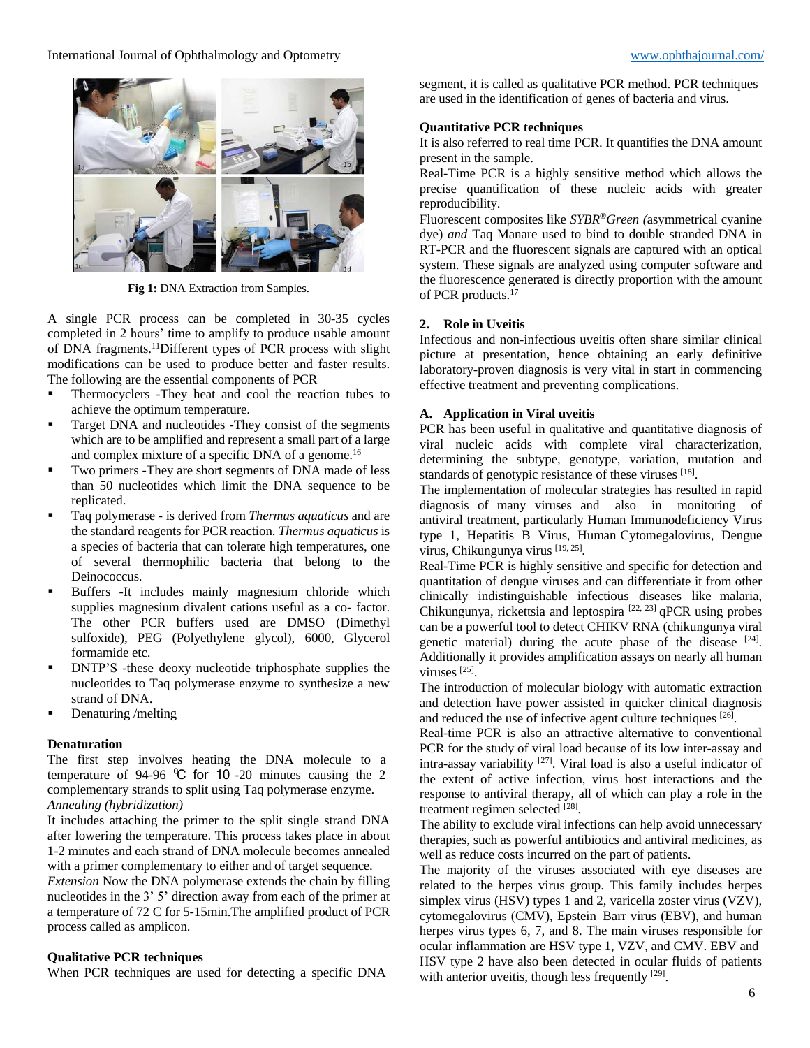Fig 1: DNA Extraction from Samples.

A single PCR process can be completed in 30-35 cycles completed in 2 hours' time to amplify to produce usable amount of DNA fragments.[11]Different types of PCR process with slight modifications can be used to produce better and faster results. The following are the essential components of PCR

- Thermocyclers -They heat and cool the reaction tubes to achieve the optimum temperature.
- Target DNA and nucleotides -They consist of the segments which are to be amplified and represent a small part of a large and complex mixture of a specific DNA of a genome.[16]
- Two primers -They are short segments of DNA made of less than 50 nucleotides which limit the DNA sequence to be replicated.
- Taq polymerase - is derived from *Thermus aquaticus* and are the standard reagents for PCR reaction. *Thermus aquaticus* is a species of bacteria that can tolerate high temperatures, one of several thermophilic bacteria that belong to the Deinococcus.
- Buffers -It includes mainly magnesium chloride which supplies magnesium divalent cations useful as a co- factor. The other PCR buffers used are DMSO (Dimethyl sulfoxide), PEG (Polyethylene glycol), 6000, Glycerol formamide etc.
- DNTP'S -these deoxy nucleotide triphosphate supplies the nucleotides to Taq polymerase enzyme to synthesize a new strand of DNA.
- Denaturing /melting

**Denaturation**

The first step involves heating the DNA molecule to a temperature of 94-96 ℃ for 10 -20 minutes causing the 2 complementary strands to split using Taq polymerase enzyme.

*Annealing (hybridization)*

It includes attaching the primer to the split single strand DNA after lowering the temperature. This process takes place in about 1-2 minutes and each strand of DNA molecule becomes annealed with a primer complementary to either and of target sequence.

*Extension* Now the DNA polymerase extends the chain by filling nucleotides in the 3' 5' direction away from each of the primer at a temperature of 72 C for 5-15min.The amplified product of PCR process called as amplicon.

**Qualitative PCR techniques**

When PCR techniques are used for detecting a specific DNA segment, it is called as qualitative PCR method. PCR techniques are used in the identification of genes of bacteria and virus.

**Quantitative PCR techniques**

It is also referred to real time PCR. It quantifies the DNA amount present in the sample.

Real-Time PCR is a highly sensitive method which allows the precise quantification of these nucleic acids with greater reproducibility.

Fluorescent composites like *SYBR®Green (*asymmetrical cyanine dye) *and* Taq Manare used to bind to double stranded DNA in RT-PCR and the fluorescent signals are captured with an optical system. These signals are analyzed using computer software and the fluorescence generated is directly proportion with the amount of PCR products.[17]

## 2. Role in Uveitis

Infectious and non-infectious uveitis often share similar clinical picture at presentation, hence obtaining an early definitive laboratory-proven diagnosis is very vital in start in commencing effective treatment and preventing complications.

### A. Application in Viral uveitis

PCR has been useful in qualitative and quantitative diagnosis of viral nucleic acids with complete viral characterization, determining the subtype, genotype, variation, mutation and standards of genotypic resistance of these viruses [18].

The implementation of molecular strategies has resulted in rapid diagnosis of many viruses and also in monitoring of antiviral treatment, particularly Human Immunodeficiency Virus type 1, Hepatitis B Virus, Human Cytomegalovirus, Dengue virus, Chikungunya virus [19, 25].

Real-Time PCR is highly sensitive and specific for detection and quantitation of dengue viruses and can differentiate it from other clinically indistinguishable infectious diseases like malaria, Chikungunya, rickettsia and leptospira [22, 23] qPCR using probes can be a powerful tool to detect CHIKV RNA (chikungunya viral genetic material) during the acute phase of the disease [24]. Additionally it provides amplification assays on nearly all human viruses [25].

The introduction of molecular biology with automatic extraction and detection have power assisted in quicker clinical diagnosis and reduced the use of infective agent culture techniques [26].

Real-time PCR is also an attractive alternative to conventional PCR for the study of viral load because of its low inter-assay and intra-assay variability [27]. Viral load is also a useful indicator of the extent of active infection, virus–host interactions and the response to antiviral therapy, all of which can play a role in the treatment regimen selected [28].

The ability to exclude viral infections can help avoid unnecessary therapies, such as powerful antibiotics and antiviral medicines, as well as reduce costs incurred on the part of patients.

The majority of the viruses associated with eye diseases are related to the herpes virus group. This family includes herpes simplex virus (HSV) types 1 and 2, varicella zoster virus (VZV), cytomegalovirus (CMV), Epstein–Barr virus (EBV), and human herpes virus types 6, 7, and 8. The main viruses responsible for ocular inflammation are HSV type 1, VZV, and CMV. EBV and HSV type 2 have also been detected in ocular fluids of patients with anterior uveitis, though less frequently [29].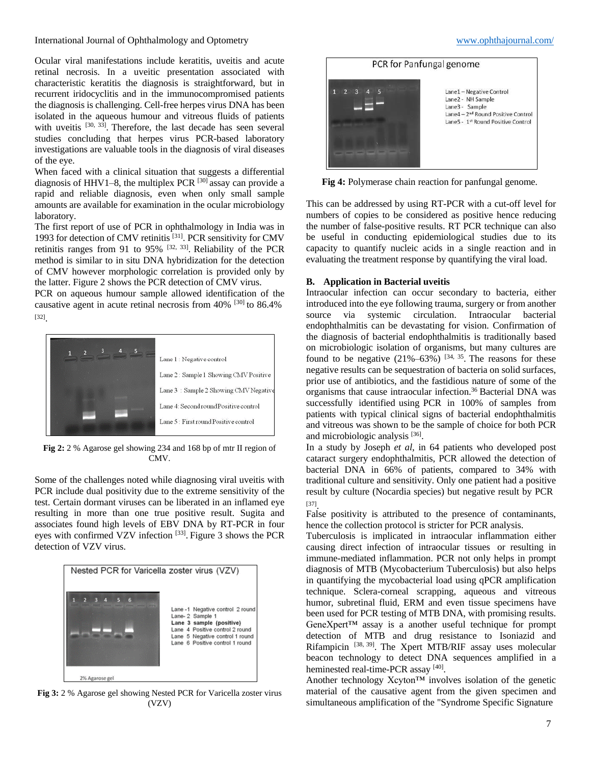Ocular viral manifestations include keratitis, uveitis and acute retinal necrosis. In a uveitic presentation associated with characteristic keratitis the diagnosis is straightforward, but in recurrent iridocyclitis and in the immunocompromised patients the diagnosis is challenging. Cell-free herpes virus DNA has been isolated in the aqueous humour and vitreous fluids of patients with uveitis [30, 33]. Therefore, the last decade has seen several studies concluding that herpes virus PCR-based laboratory investigations are valuable tools in the diagnosis of viral diseases of the eye.

When faced with a clinical situation that suggests a differential diagnosis of HHV1–8, the multiplex PCR [30] assay can provide a rapid and reliable diagnosis, even when only small sample amounts are available for examination in the ocular microbiology laboratory.

The first report of use of PCR in ophthalmology in India was in 1993 for detection of CMV retinitis [31]. PCR sensitivity for CMV retinitis ranges from 91 to 95% [32, 33]. Reliability of the PCR method is similar to in situ DNA hybridization for the detection of CMV however morphologic correlation is provided only by the latter. Figure 2 shows the PCR detection of CMV virus.

PCR on aqueous humour sample allowed identification of the causative agent in acute retinal necrosis from 40% [30] to 86.4% [32].

**Fig 2:** 2 % Agarose gel showing 234 and 168 bp of mtr II region of CMV.

Some of the challenges noted while diagnosing viral uveitis with PCR include dual positivity due to the extreme sensitivity of the test. Certain dormant viruses can be liberated in an inflamed eye resulting in more than one true positive result. Sugita and associates found high levels of EBV DNA by RT-PCR in four eyes with confirmed VZV infection [33]. Figure 3 shows the PCR detection of VZV virus.

**Fig 3:** 2 % Agarose gel showing Nested PCR for Varicella zoster virus (VZV)

**Fig 4:** Polymerase chain reaction for panfungal genome.

This can be addressed by using RT-PCR with a cut-off level for numbers of copies to be considered as positive hence reducing the number of false-positive results. RT PCR technique can also be useful in conducting epidemiological studies due to its capacity to quantify nucleic acids in a single reaction and in evaluating the treatment response by quantifying the viral load.

### B. Application in Bacterial uveitis

Intraocular infection can occur secondary to bacteria, either introduced into the eye following trauma, surgery or from another source via systemic circulation. Intraocular bacterial endophthalmitis can be devastating for vision. Confirmation of the diagnosis of bacterial endophthalmitis is traditionally based on microbiologic isolation of organisms, but many cultures are found to be negative (21%–63%) [34, 35]. The reasons for these negative results can be sequestration of bacteria on solid surfaces, prior use of antibiotics, and the fastidious nature of some of the organisms that cause intraocular infection.[36] Bacterial DNA was successfully identified using PCR in 100% of samples from patients with typical clinical signs of bacterial endophthalmitis and vitreous was shown to be the sample of choice for both PCR and microbiologic analysis [36].

In a study by Joseph *et al*, in 64 patients who developed post cataract surgery endophthalmitis, PCR allowed the detection of bacterial DNA in 66% of patients, compared to 34% with traditional culture and sensitivity. Only one patient had a positive result by culture (Nocardia species) but negative result by PCR [37].

False positivity is attributed to the presence of contaminants, hence the collection protocol is stricter for PCR analysis.

Tuberculosis is implicated in intraocular inflammation either causing direct infection of intraocular tissues or resulting in immune-mediated inflammation. PCR not only helps in prompt diagnosis of MTB (Mycobacterium Tuberculosis) but also helps in quantifying the mycobacterial load using qPCR amplification technique. Sclera-corneal scrapping, aqueous and vitreous humor, subretinal fluid, ERM and even tissue specimens have been used for PCR testing of MTB DNA, with promising results. GeneXpert™ assay is a another useful technique for prompt detection of MTB and drug resistance to Isoniazid and Rifampicin [38, 39]. The Xpert MTB/RIF assay uses molecular beacon technology to detect DNA sequences amplified in a heminested real-time-PCR assay [40].

Another technology Xcyton™ involves isolation of the genetic material of the causative agent from the given specimen and simultaneous amplification of the "Syndrome Specific Signature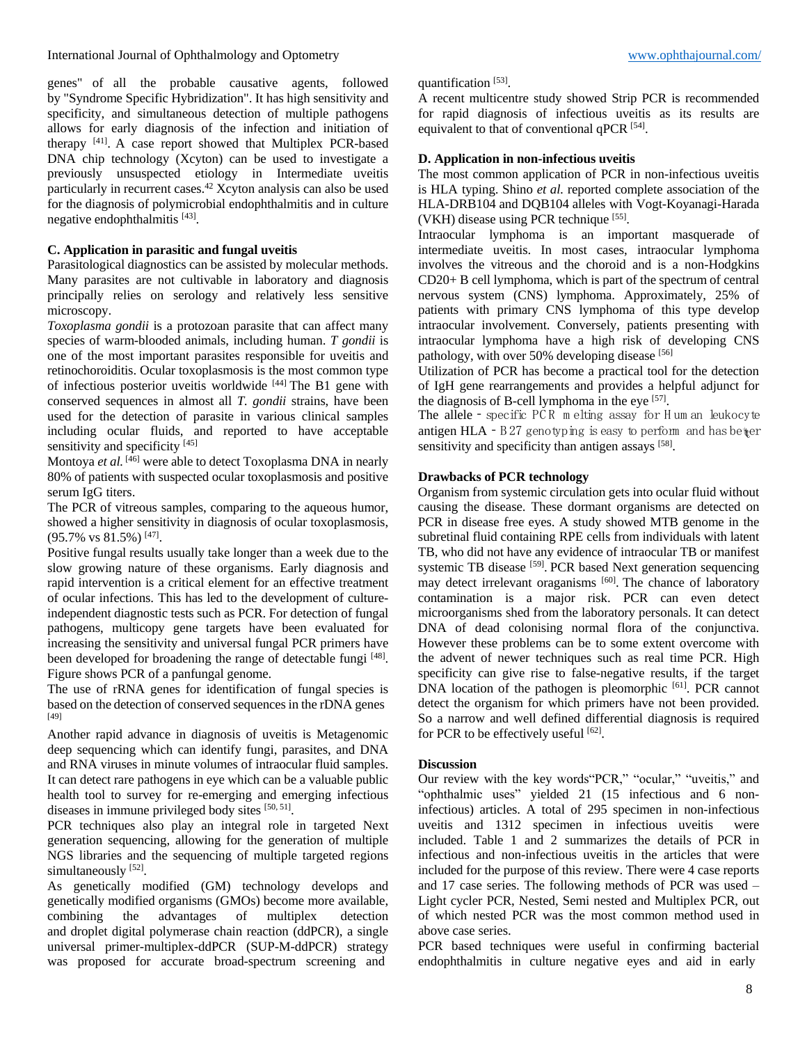genes" of all the probable causative agents, followed by "Syndrome Specific Hybridization". It has high sensitivity and specificity, and simultaneous detection of multiple pathogens allows for early diagnosis of the infection and initiation of therapy [41]. A case report showed that Multiplex PCR-based DNA chip technology (Xcyton) can be used to investigate a previously unsuspected etiology in Intermediate uveitis particularly in recurrent cases.[42] Xcyton analysis can also be used for the diagnosis of polymicrobial endophthalmitis and in culture negative endophthalmitis [43].

### C. Application in parasitic and fungal uveitis

Parasitological diagnostics can be assisted by molecular methods. Many parasites are not cultivable in laboratory and diagnosis principally relies on serology and relatively less sensitive microscopy.

*Toxoplasma gondii* is a protozoan parasite that can affect many species of warm-blooded animals, including human. *T gondii* is one of the most important parasites responsible for uveitis and retinochoroiditis. Ocular toxoplasmosis is the most common type of infectious posterior uveitis worldwide [44] The B1 gene with conserved sequences in almost all *T. gondii* strains, have been used for the detection of parasite in various clinical samples including ocular fluids, and reported to have acceptable sensitivity and specificity [45]

Montoya *et al.* [46] were able to detect Toxoplasma DNA in nearly 80% of patients with suspected ocular toxoplasmosis and positive serum IgG titers.

The PCR of vitreous samples, comparing to the aqueous humor, showed a higher sensitivity in diagnosis of ocular toxoplasmosis, (95.7% vs 81.5%) [47].

Positive fungal results usually take longer than a week due to the slow growing nature of these organisms. Early diagnosis and rapid intervention is a critical element for an effective treatment of ocular infections. This has led to the development of culture-independent diagnostic tests such as PCR. For detection of fungal pathogens, multicopy gene targets have been evaluated for increasing the sensitivity and universal fungal PCR primers have been developed for broadening the range of detectable fungi [48]. Figure shows PCR of a panfungal genome.

The use of rRNA genes for identification of fungal species is based on the detection of conserved sequences in the rDNA genes [49]

Another rapid advance in diagnosis of uveitis is Metagenomic deep sequencing which can identify fungi, parasites, and DNA and RNA viruses in minute volumes of intraocular fluid samples. It can detect rare pathogens in eye which can be a valuable public health tool to survey for re-emerging and emerging infectious diseases in immune privileged body sites [50, 51].

PCR techniques also play an integral role in targeted Next generation sequencing, allowing for the generation of multiple NGS libraries and the sequencing of multiple targeted regions simultaneously [52].

As genetically modified (GM) technology develops and genetically modified organisms (GMOs) become more available, combining the advantages of multiplex detection and droplet digital polymerase chain reaction (ddPCR), a single universal primer-multiplex-ddPCR (SUP-M-ddPCR) strategy was proposed for accurate broad-spectrum screening and quantification [53].

A recent multicentre study showed Strip PCR is recommended for rapid diagnosis of infectious uveitis as its results are equivalent to that of conventional qPCR [54].

### D. Application in non-infectious uveitis

The most common application of PCR in non-infectious uveitis is HLA typing. Shino *et al.* reported complete association of the HLA-DRB104 and DQB104 alleles with Vogt-Koyanagi-Harada (VKH) disease using PCR technique [55].

Intraocular lymphoma is an important masquerade of intermediate uveitis. In most cases, intraocular lymphoma involves the vitreous and the choroid and is a non-Hodgkins CD20+ B cell lymphoma, which is part of the spectrum of central nervous system (CNS) lymphoma. Approximately, 25% of patients with primary CNS lymphoma of this type develop intraocular involvement. Conversely, patients presenting with intraocular lymphoma have a high risk of developing CNS pathology, with over 50% developing disease [56]

Utilization of PCR has become a practical tool for the detection of IgH gene rearrangements and provides a helpful adjunct for the diagnosis of B-cell lymphoma in the eye [57].

The allele‐specific PCR melting assay for Human leukocyte antigen HLA‐B27 genotyping is easy to perform and has better sensitivity and specificity than antigen assays [58].

## Drawbacks of PCR technology

Organism from systemic circulation gets into ocular fluid without causing the disease. These dormant organisms are detected on PCR in disease free eyes. A study showed MTB genome in the subretinal fluid containing RPE cells from individuals with latent TB, who did not have any evidence of intraocular TB or manifest systemic TB disease [59]. PCR based Next generation sequencing may detect irrelevant oraganisms [60]. The chance of laboratory contamination is a major risk. PCR can even detect microorganisms shed from the laboratory personals. It can detect DNA of dead colonising normal flora of the conjunctiva. However these problems can be to some extent overcome with the advent of newer techniques such as real time PCR. High specificity can give rise to false-negative results, if the target DNA location of the pathogen is pleomorphic [61]. PCR cannot detect the organism for which primers have not been provided. So a narrow and well defined differential diagnosis is required for PCR to be effectively useful [62].

## Discussion

Our review with the key words"PCR," "ocular," "uveitis," and "ophthalmic uses" yielded 21 (15 infectious and 6 non-infectious) articles. A total of 295 specimen in non-infectious uveitis and 1312 specimen in infectious uveitis were included. Table 1 and 2 summarizes the details of PCR in infectious and non-infectious uveitis in the articles that were included for the purpose of this review. There were 4 case reports and 17 case series. The following methods of PCR was used – Light cycler PCR, Nested, Semi nested and Multiplex PCR, out of which nested PCR was the most common method used in above case series.

PCR based techniques were useful in confirming bacterial endophthalmitis in culture negative eyes and aid in early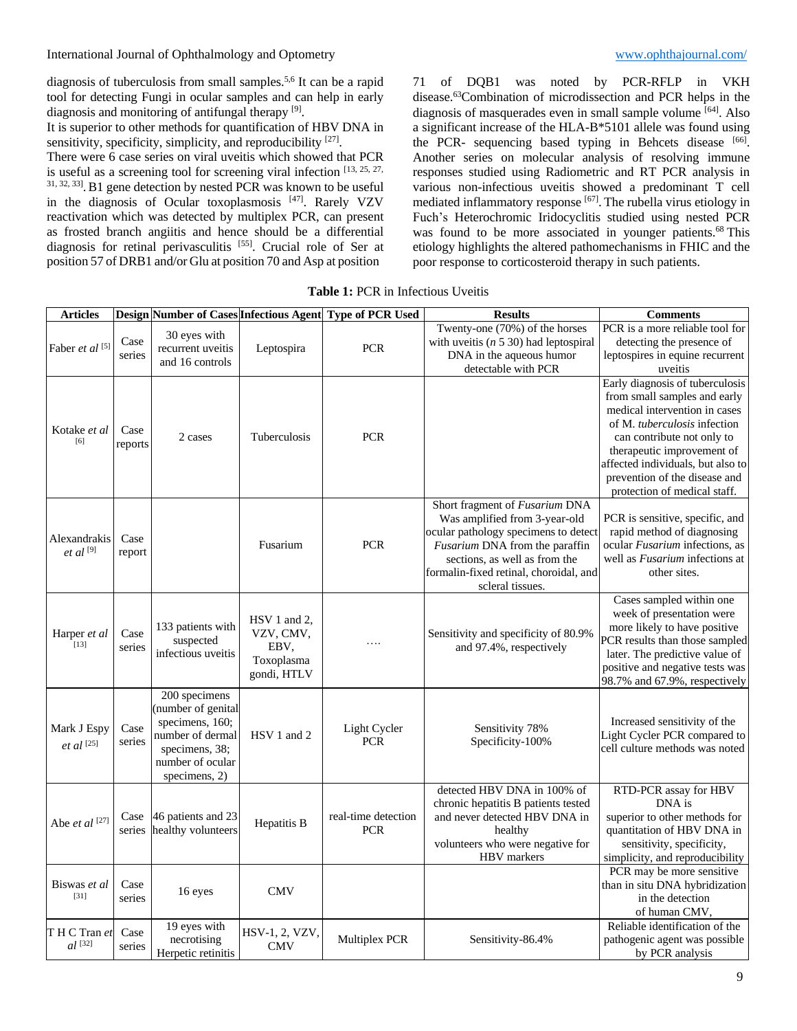diagnosis of tuberculosis from small samples.[5,6] It can be a rapid tool for detecting Fungi in ocular samples and can help in early diagnosis and monitoring of antifungal therapy [9].

It is superior to other methods for quantification of HBV DNA in sensitivity, specificity, simplicity, and reproducibility [27].

There were 6 case series on viral uveitis which showed that PCR is useful as a screening tool for screening viral infection [13, 25, 27, 31, 32, 33]. B1 gene detection by nested PCR was known to be useful in the diagnosis of Ocular toxoplasmosis [47]. Rarely VZV reactivation which was detected by multiplex PCR, can present as frosted branch angiitis and hence should be a differential diagnosis for retinal perivasculitis [55]. Crucial role of Ser at position 57 of DRB1 and/or Glu at position 70 and Asp at position 71 of DQB1 was noted by PCR-RFLP in VKH disease.[63] Combination of microdissection and PCR helps in the diagnosis of masquerades even in small sample volume [64]. Also a significant increase of the HLA-B*5101 allele was found using the PCR- sequencing based typing in Behcets disease [66]. Another series on molecular analysis of resolving immune responses studied using Radiometric and RT PCR analysis in various non-infectious uveitis showed a predominant T cell mediated inflammatory response [67]. The rubella virus etiology in Fuch's Heterochromic Iridocyclitis studied using nested PCR was found to be more associated in younger patients.[68] This etiology highlights the altered pathomechanisms in FHIC and the poor response to corticosteroid therapy in such patients.

**Table 1:** PCR in Infectious Uveitis

| Articles | Design | Number of Cases | Infectious Agent | Type of PCR Used | Results | Comments |
|---|---|---|---|---|---|---|
| Faber *et al* [5] | Case series | 30 eyes with recurrent uveitis and 16 controls | Leptospira | PCR | Twenty-one (70%) of the horses with uveitis (*n* 5 30) had leptospiral DNA in the aqueous humor detectable with PCR | PCR is a more reliable tool for detecting the presence of leptospires in equine recurrent uveitis |
| Kotake *et al* [6] | Case reports | 2 cases | Tuberculosis | PCR | | Early diagnosis of tuberculosis from small samples and early medical intervention in cases of M. *tuberculosis* infection can contribute not only to therapeutic improvement of affected individuals, but also to prevention of the disease and protection of medical staff. |
| Alexandrakis *et al* [9] | Case report | | Fusarium | PCR | Short fragment of *Fusarium* DNA Was amplified from 3-year-old ocular pathology specimens to detect *Fusarium* DNA from the paraffin sections, as well as from the formalin-fixed retinal, choroidal, and scleral tissues. | PCR is sensitive, specific, and rapid method of diagnosing ocular *Fusarium* infections, as well as *Fusarium* infections at other sites. |
| Harper *et al* [13] | Case series | 133 patients with suspected infectious uveitis | HSV 1 and 2, VZV, CMV, EBV, Toxoplasma gondi, HTLV | …. | Sensitivity and specificity of 80.9% and 97.4%, respectively | Cases sampled within one week of presentation were more likely to have positive PCR results than those sampled later. The predictive value of positive and negative tests was 98.7% and 67.9%, respectively |
| Mark J Espy *et al* [25] | Case series | 200 specimens (number of genital specimens, 160; number of dermal specimens, 38; number of ocular specimens, 2) | HSV 1 and 2 | Light Cycler PCR | Sensitivity 78% Specificity-100% | Increased sensitivity of the Light Cycler PCR compared to cell culture methods was noted |
| Abe *et al* [27] | Case series | 46 patients and 23 healthy volunteers | Hepatitis B | real-time detection PCR | detected HBV DNA in 100% of chronic hepatitis B patients tested and never detected HBV DNA in healthy volunteers who were negative for HBV markers | RTD-PCR assay for HBV DNA is superior to other methods for quantitation of HBV DNA in sensitivity, specificity, simplicity, and reproducibility |
| Biswas *et al* [31] | Case series | 16 eyes | CMV | | | PCR may be more sensitive than in situ DNA hybridization in the detection of human CMV, |
| T H C Tran *et al* [32] | Case series | 19 eyes with necrotising Herpetic retinitis | HSV-1, 2, VZV, CMV | Multiplex PCR | Sensitivity-86.4% | Reliable identification of the pathogenic agent was possible by PCR analysis |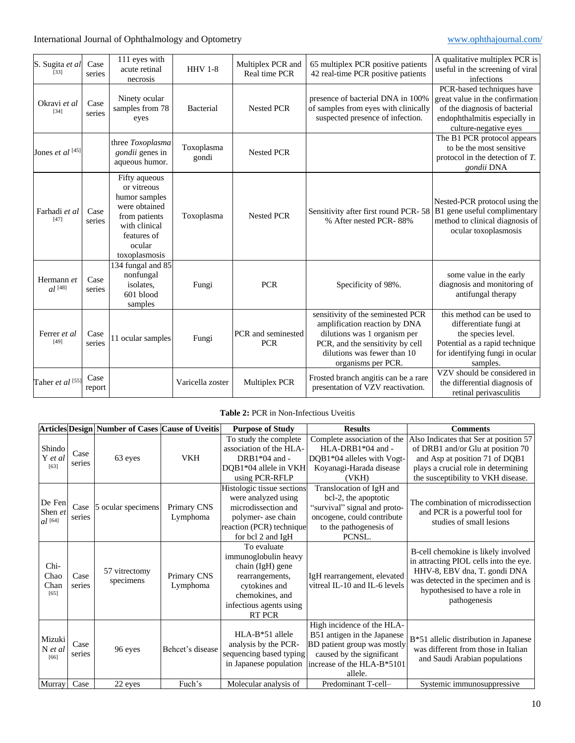| | | | | | | |
|---|---|---|---|---|---|---|
| S. Sugita *et al* [33] | Case series | 111 eyes with acute retinal necrosis | HHV 1-8 | Multiplex PCR and Real time PCR | 65 multiplex PCR positive patients 42 real-time PCR positive patients | A qualitative multiplex PCR is useful in the screening of viral infections |
| Okravi *et al* [34] | Case series | Ninety ocular samples from 78 eyes | Bacterial | Nested PCR | presence of bacterial DNA in 100% of samples from eyes with clinically suspected presence of infection. | PCR-based techniques have great value in the confirmation of the diagnosis of bacterial endophthalmitis especially in culture-negative eyes |
| Jones *et al* [45] | | three *Toxoplasma gondii* genes in aqueous humor. | Toxoplasma gondi | Nested PCR | | The B1 PCR protocol appears to be the most sensitive protocol in the detection of *T. gondii* DNA |
| Farhadi *et al* [47] | Case series | Fifty aqueous or vitreous humor samples were obtained from patients with clinical features of ocular toxoplasmosis | Toxoplasma | Nested PCR | Sensitivity after first round PCR- 58 % After nested PCR- 88% | Nested-PCR protocol using the B1 gene useful complimentary method to clinical diagnosis of ocular toxoplasmosis |
| Hermann *et al* [48] | Case series | 134 fungal and 85 nonfungal isolates, 601 blood samples | Fungi | PCR | Specificity of 98%. | some value in the early diagnosis and monitoring of antifungal therapy |
| Ferrer *et al* [49] | Case series | 11 ocular samples | Fungi | PCR and seminested PCR | sensitivity of the seminested PCR amplification reaction by DNA dilutions was 1 organism per PCR, and the sensitivity by cell dilutions was fewer than 10 organisms per PCR. | this method can be used to differentiate fungi at the species level. Potential as a rapid technique for identifying fungi in ocular samples. |
| Taher *et al* [55] | Case report | | Varicella zoster | Multiplex PCR | Frosted branch angitis can be a rare presentation of VZV reactivation. | VZV should be considered in the differential diagnosis of retinal perivasculitis |

**Table 2:** PCR in Non-Infectious Uveitis

| Articles | Design | Number of Cases | Cause of Uveitis | Purpose of Study | Results | Comments |
|---|---|---|---|---|---|---|
| Shindo Y *et al* [63] | Case series | 63 eyes | VKH | To study the complete association of the HLA-DRB1*04 and -DQB1*04 allele in VKH using PCR-RFLP | Complete association of the HLA-DRB1*04 and -DQB1*04 alleles with Vogt-Koyanagi-Harada disease (VKH) | Also Indicates that Ser at position 57 of DRB1 and/or Glu at position 70 and Asp at position 71 of DQB1 plays a crucial role in determining the susceptibility to VKH disease. |
| De Fen Shen *et al* [64] | Case series | 5 ocular specimens | Primary CNS Lymphoma | Histologic tissue sections were analyzed using microdissection and polymer- ase chain reaction (PCR) technique for bcl 2 and IgH | Translocation of IgH and bcl-2, the apoptotic "survival" signal and proto-oncogene, could contribute to the pathogenesis of PCNSL. | The combination of microdissection and PCR is a powerful tool for studies of small lesions |
| Chi-Chao Chan [65] | Case series | 57 vitrectomy specimens | Primary CNS Lymphoma | To evaluate immunoglobulin heavy chain (IgH) gene rearrangements, cytokines and chemokines, and infectious agents using RT PCR | IgH rearrangement, elevated vitreal IL-10 and IL-6 levels | B-cell chemokine is likely involved in attracting PIOL cells into the eye. HHV-8, EBV dna, T. gondi DNA was detected in the specimen and is hypothesised to have a role in pathogenesis |
| Mizuki N *et al* [66] | Case series | 96 eyes | Behcet's disease | HLA-B*51 allele analysis by the PCR-sequencing based typing in Japanese population | High incidence of the HLA-B51 antigen in the Japanese BD patient group was mostly caused by the significant increase of the HLA-B*5101 allele. | B*51 allelic distribution in Japanese was different from those in Italian and Saudi Arabian populations |
| Murray | Case | 22 eyes | Fuch's | Molecular analysis of | Predominant T-cell– | Systemic immunosuppressive |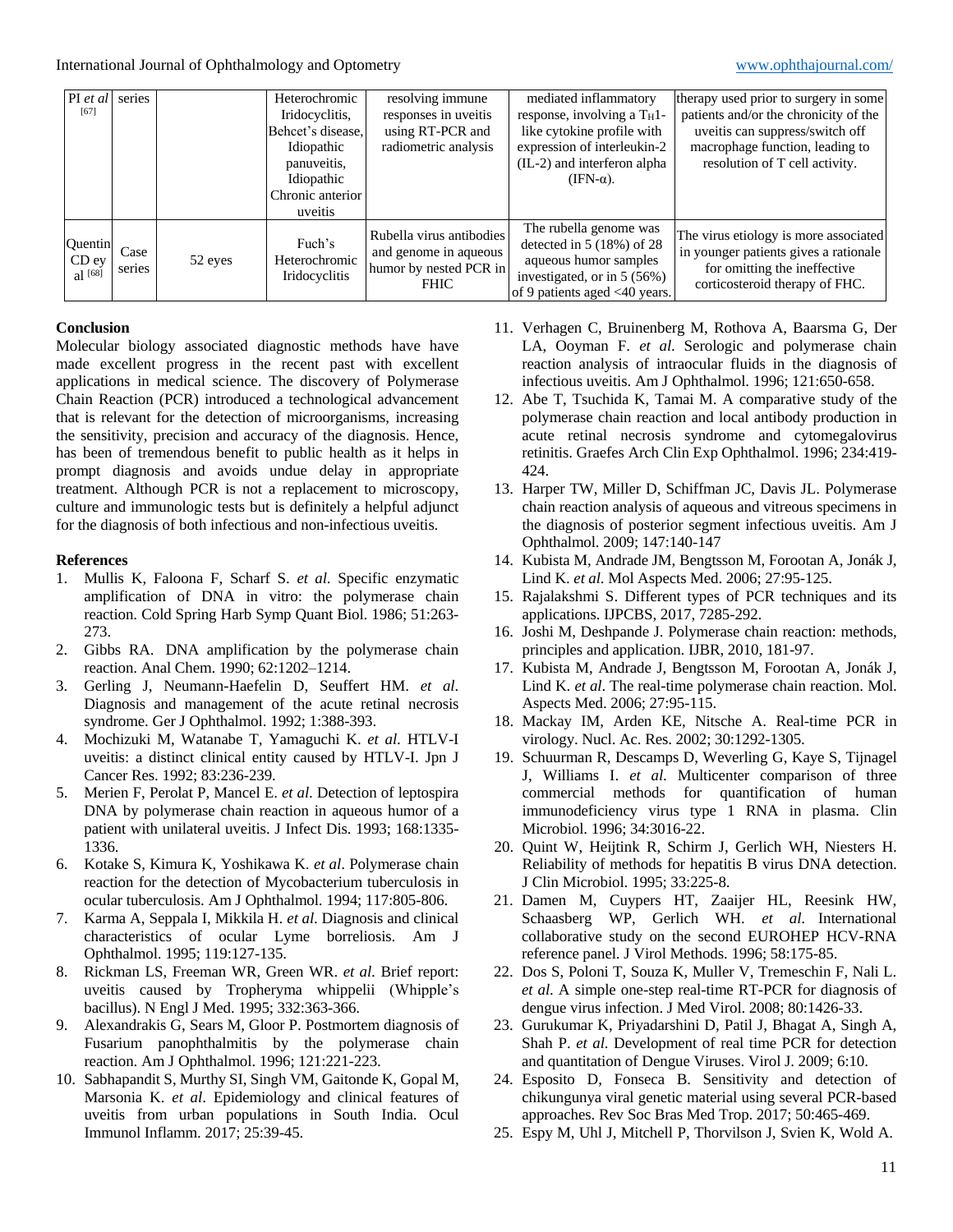| PI *et al* [67] | series | | Heterochromic Iridocyclitis, Behcet's disease, Idiopathic panuveitis, Idiopathic Chronic anterior uveitis | resolving immune responses in uveitis using RT-PCR and radiometric analysis | mediated inflammatory response, involving a $T_H1$-like cytokine profile with expression of interleukin-2 (IL-2) and interferon alpha (IFN-α). | therapy used prior to surgery in some patients and/or the chronicity of the uveitis can suppress/switch off macrophage function, leading to resolution of T cell activity. |
|---|---|---|---|---|---|---|
| Quentin CD ey al [68] | Case series | 52 eyes | Fuch's Heterochromic Iridocyclitis | Rubella virus antibodies and genome in aqueous humor by nested PCR in FHIC | The rubella genome was detected in 5 (18%) of 28 aqueous humor samples investigated, or in 5 (56%) of 9 patients aged <40 years. | The virus etiology is more associated in younger patients gives a rationale for omitting the ineffective corticosteroid therapy of FHC. |

## Conclusion

Molecular biology associated diagnostic methods have have made excellent progress in the recent past with excellent applications in medical science. The discovery of Polymerase Chain Reaction (PCR) introduced a technological advancement that is relevant for the detection of microorganisms, increasing the sensitivity, precision and accuracy of the diagnosis. Hence, has been of tremendous benefit to public health as it helps in prompt diagnosis and avoids undue delay in appropriate treatment. Although PCR is not a replacement to microscopy, culture and immunologic tests but is definitely a helpful adjunct for the diagnosis of both infectious and non-infectious uveitis.

## References

1. Mullis K, Faloona F, Scharf S. *et al.* Specific enzymatic amplification of DNA in vitro: the polymerase chain reaction. Cold Spring Harb Symp Quant Biol. 1986; 51:263-273.
2. Gibbs RA. DNA amplification by the polymerase chain reaction. Anal Chem. 1990; 62:1202–1214.
3. Gerling J, Neumann-Haefelin D, Seuffert HM. *et al*. Diagnosis and management of the acute retinal necrosis syndrome. Ger J Ophthalmol. 1992; 1:388-393.
4. Mochizuki M, Watanabe T, Yamaguchi K. *et al.* HTLV-I uveitis: a distinct clinical entity caused by HTLV-I. Jpn J Cancer Res. 1992; 83:236-239.
5. Merien F, Perolat P, Mancel E. *et al*. Detection of leptospira DNA by polymerase chain reaction in aqueous humor of a patient with unilateral uveitis. J Infect Dis. 1993; 168:1335-1336.
6. Kotake S, Kimura K, Yoshikawa K. *et al*. Polymerase chain reaction for the detection of Mycobacterium tuberculosis in ocular tuberculosis. Am J Ophthalmol. 1994; 117:805-806.
7. Karma A, Seppala I, Mikkila H. *et al.* Diagnosis and clinical characteristics of ocular Lyme borreliosis. Am J Ophthalmol. 1995; 119:127-135.
8. Rickman LS, Freeman WR, Green WR. *et al.* Brief report: uveitis caused by Tropheryma whippelii (Whipple's bacillus). N Engl J Med. 1995; 332:363-366.
9. Alexandrakis G, Sears M, Gloor P. Postmortem diagnosis of Fusarium panophthalmitis by the polymerase chain reaction. Am J Ophthalmol. 1996; 121:221-223.
10. Sabhapandit S, Murthy SI, Singh VM, Gaitonde K, Gopal M, Marsonia K. *et al*. Epidemiology and clinical features of uveitis from urban populations in South India. Ocul Immunol Inflamm. 2017; 25:39-45.
11. Verhagen C, Bruinenberg M, Rothova A, Baarsma G, Der LA, Ooyman F. *et al.* Serologic and polymerase chain reaction analysis of intraocular fluids in the diagnosis of infectious uveitis. Am J Ophthalmol. 1996; 121:650-658.
12. Abe T, Tsuchida K, Tamai M. A comparative study of the polymerase chain reaction and local antibody production in acute retinal necrosis syndrome and cytomegalovirus retinitis. Graefes Arch Clin Exp Ophthalmol. 1996; 234:419-424.
13. Harper TW, Miller D, Schiffman JC, Davis JL. Polymerase chain reaction analysis of aqueous and vitreous specimens in the diagnosis of posterior segment infectious uveitis. Am J Ophthalmol. 2009; 147:140-147
14. Kubista M, Andrade JM, Bengtsson M, Forootan A, Jonák J, Lind K. *et al.* Mol Aspects Med. 2006; 27:95-125.
15. Rajalakshmi S. Different types of PCR techniques and its applications. IJPCBS, 2017, 7285-292.
16. Joshi M, Deshpande J. Polymerase chain reaction: methods, principles and application. IJBR, 2010, 181-97.
17. Kubista M, Andrade J, Bengtsson M, Forootan A, Jonák J, Lind K. *et al*. The real-time polymerase chain reaction. Mol. Aspects Med. 2006; 27:95-115.
18. Mackay IM, Arden KE, Nitsche A. Real-time PCR in virology. Nucl. Ac. Res. 2002; 30:1292-1305.
19. Schuurman R, Descamps D, Weverling G, Kaye S, Tijnagel J, Williams I. *et al.* Multicenter comparison of three commercial methods for quantification of human immunodeficiency virus type 1 RNA in plasma. Clin Microbiol. 1996; 34:3016-22.
20. Quint W, Heijtink R, Schirm J, Gerlich WH, Niesters H. Reliability of methods for hepatitis B virus DNA detection. J Clin Microbiol. 1995; 33:225-8.
21. Damen M, Cuypers HT, Zaaijer HL, Reesink HW, Schaasberg WP, Gerlich WH. *et al.* International collaborative study on the second EUROHEP HCV-RNA reference panel. J Virol Methods. 1996; 58:175-85.
22. Dos S, Poloni T, Souza K, Muller V, Tremeschin F, Nali L. *et al.* A simple one-step real-time RT-PCR for diagnosis of dengue virus infection. J Med Virol. 2008; 80:1426-33.
23. Gurukumar K, Priyadarshini D, Patil J, Bhagat A, Singh A, Shah P. *et al.* Development of real time PCR for detection and quantitation of Dengue Viruses. Virol J. 2009; 6:10.
24. Esposito D, Fonseca B. Sensitivity and detection of chikungunya viral genetic material using several PCR-based approaches. Rev Soc Bras Med Trop. 2017; 50:465-469.
25. Espy M, Uhl J, Mitchell P, Thorvilson J, Svien K, Wold A.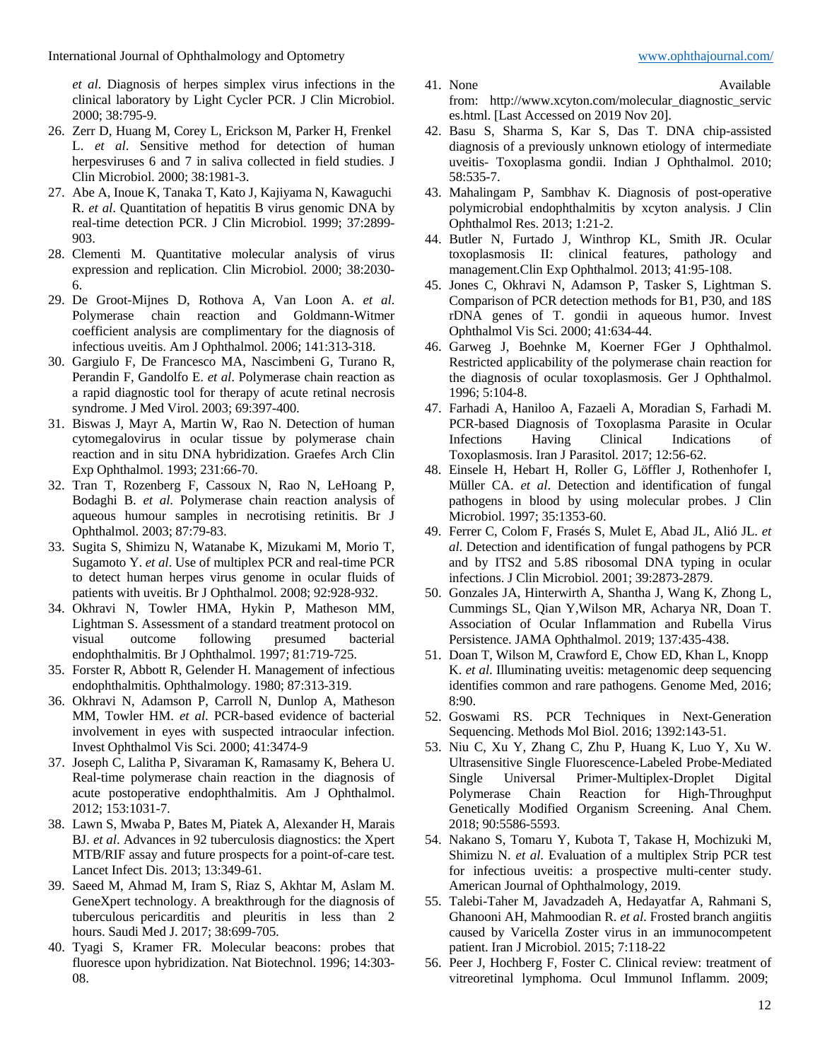*et al*. Diagnosis of herpes simplex virus infections in the clinical laboratory by Light Cycler PCR. J Clin Microbiol. 2000; 38:795-9.

26. Zerr D, Huang M, Corey L, Erickson M, Parker H, Frenkel L. *et al*. Sensitive method for detection of human herpesviruses 6 and 7 in saliva collected in field studies. J Clin Microbiol. 2000; 38:1981-3.
27. Abe A, Inoue K, Tanaka T, Kato J, Kajiyama N, Kawaguchi R. *et al*. Quantitation of hepatitis B virus genomic DNA by real-time detection PCR. J Clin Microbiol. 1999; 37:2899-903.
28. Clementi M. Quantitative molecular analysis of virus expression and replication. Clin Microbiol. 2000; 38:2030-6.
29. De Groot-Mijnes D, Rothova A, Van Loon A. *et al*. Polymerase chain reaction and Goldmann-Witmer coefficient analysis are complimentary for the diagnosis of infectious uveitis. Am J Ophthalmol. 2006; 141:313-318.
30. Gargiulo F, De Francesco MA, Nascimbeni G, Turano R, Perandin F, Gandolfo E. *et al*. Polymerase chain reaction as a rapid diagnostic tool for therapy of acute retinal necrosis syndrome. J Med Virol. 2003; 69:397-400.
31. Biswas J, Mayr A, Martin W, Rao N. Detection of human cytomegalovirus in ocular tissue by polymerase chain reaction and in situ DNA hybridization. Graefes Arch Clin Exp Ophthalmol. 1993; 231:66-70.
32. Tran T, Rozenberg F, Cassoux N, Rao N, LeHoang P, Bodaghi B. *et al*. Polymerase chain reaction analysis of aqueous humour samples in necrotising retinitis. Br J Ophthalmol. 2003; 87:79-83.
33. Sugita S, Shimizu N, Watanabe K, Mizukami M, Morio T, Sugamoto Y. *et al*. Use of multiplex PCR and real-time PCR to detect human herpes virus genome in ocular fluids of patients with uveitis. Br J Ophthalmol. 2008; 92:928-932.
34. Okhravi N, Towler HMA, Hykin P, Matheson MM, Lightman S. Assessment of a standard treatment protocol on visual outcome following presumed bacterial endophthalmitis. Br J Ophthalmol. 1997; 81:719-725.
35. Forster R, Abbott R, Gelender H. Management of infectious endophthalmitis. Ophthalmology. 1980; 87:313-319.
36. Okhravi N, Adamson P, Carroll N, Dunlop A, Matheson MM, Towler HM. *et al*. PCR-based evidence of bacterial involvement in eyes with suspected intraocular infection. Invest Ophthalmol Vis Sci. 2000; 41:3474-9
37. Joseph C, Lalitha P, Sivaraman K, Ramasamy K, Behera U. Real-time polymerase chain reaction in the diagnosis of acute postoperative endophthalmitis. Am J Ophthalmol. 2012; 153:1031-7.
38. Lawn S, Mwaba P, Bates M, Piatek A, Alexander H, Marais BJ. *et al*. Advances in 92 tuberculosis diagnostics: the Xpert MTB/RIF assay and future prospects for a point-of-care test. Lancet Infect Dis. 2013; 13:349-61.
39. Saeed M, Ahmad M, Iram S, Riaz S, Akhtar M, Aslam M. GeneXpert technology. A breakthrough for the diagnosis of tuberculous pericarditis and pleuritis in less than 2 hours. Saudi Med J. 2017; 38:699-705.
40. Tyagi S, Kramer FR. Molecular beacons: probes that fluoresce upon hybridization. Nat Biotechnol. 1996; 14:303-08.
41. None Available from: http://www.xcyton.com/molecular_diagnostic_services.html. [Last Accessed on 2019 Nov 20].
42. Basu S, Sharma S, Kar S, Das T. DNA chip-assisted diagnosis of a previously unknown etiology of intermediate uveitis- Toxoplasma gondii. Indian J Ophthalmol. 2010; 58:535-7.
43. Mahalingam P, Sambhav K. Diagnosis of post-operative polymicrobial endophthalmitis by xcyton analysis. J Clin Ophthalmol Res. 2013; 1:21-2.
44. Butler N, Furtado J, Winthrop KL, Smith JR. Ocular toxoplasmosis II: clinical features, pathology and management.Clin Exp Ophthalmol. 2013; 41:95-108.
45. Jones C, Okhravi N, Adamson P, Tasker S, Lightman S. Comparison of PCR detection methods for B1, P30, and 18S rDNA genes of T. gondii in aqueous humor. Invest Ophthalmol Vis Sci. 2000; 41:634-44.
46. Garweg J, Boehnke M, Koerner FGer J Ophthalmol. Restricted applicability of the polymerase chain reaction for the diagnosis of ocular toxoplasmosis. Ger J Ophthalmol. 1996; 5:104-8.
47. Farhadi A, Haniloo A, Fazaeli A, Moradian S, Farhadi M. PCR-based Diagnosis of Toxoplasma Parasite in Ocular Infections Having Clinical Indications of Toxoplasmosis. Iran J Parasitol. 2017; 12:56-62.
48. Einsele H, Hebart H, Roller G, Löffler J, Rothenhofer I, Müller CA. *et al*. Detection and identification of fungal pathogens in blood by using molecular probes. J Clin Microbiol. 1997; 35:1353-60.
49. Ferrer C, Colom F, Frasés S, Mulet E, Abad JL, Alió JL. *et al*. Detection and identification of fungal pathogens by PCR and by ITS2 and 5.8S ribosomal DNA typing in ocular infections. J Clin Microbiol. 2001; 39:2873-2879.
50. Gonzales JA, Hinterwirth A, Shantha J, Wang K, Zhong L, Cummings SL, Qian Y,Wilson MR, Acharya NR, Doan T. Association of Ocular Inflammation and Rubella Virus Persistence. JAMA Ophthalmol. 2019; 137:435-438.
51. Doan T, Wilson M, Crawford E, Chow ED, Khan L, Knopp K. *et al*. Illuminating uveitis: metagenomic deep sequencing identifies common and rare pathogens. Genome Med, 2016; 8:90.
52. Goswami RS. PCR Techniques in Next-Generation Sequencing. Methods Mol Biol. 2016; 1392:143-51.
53. Niu C, Xu Y, Zhang C, Zhu P, Huang K, Luo Y, Xu W. Ultrasensitive Single Fluorescence-Labeled Probe-Mediated Single Universal Primer-Multiplex-Droplet Digital Polymerase Chain Reaction for High-Throughput Genetically Modified Organism Screening. Anal Chem. 2018; 90:5586-5593.
54. Nakano S, Tomaru Y, Kubota T, Takase H, Mochizuki M, Shimizu N. *et al*. Evaluation of a multiplex Strip PCR test for infectious uveitis: a prospective multi-center study. American Journal of Ophthalmology, 2019.
55. Talebi-Taher M, Javadzadeh A, Hedayatfar A, Rahmani S, Ghanooni AH, Mahmoodian R. *et al*. Frosted branch angiitis caused by Varicella Zoster virus in an immunocompetent patient. Iran J Microbiol. 2015; 7:118-22
56. Peer J, Hochberg F, Foster C. Clinical review: treatment of vitreoretinal lymphoma. Ocul Immunol Inflamm. 2009;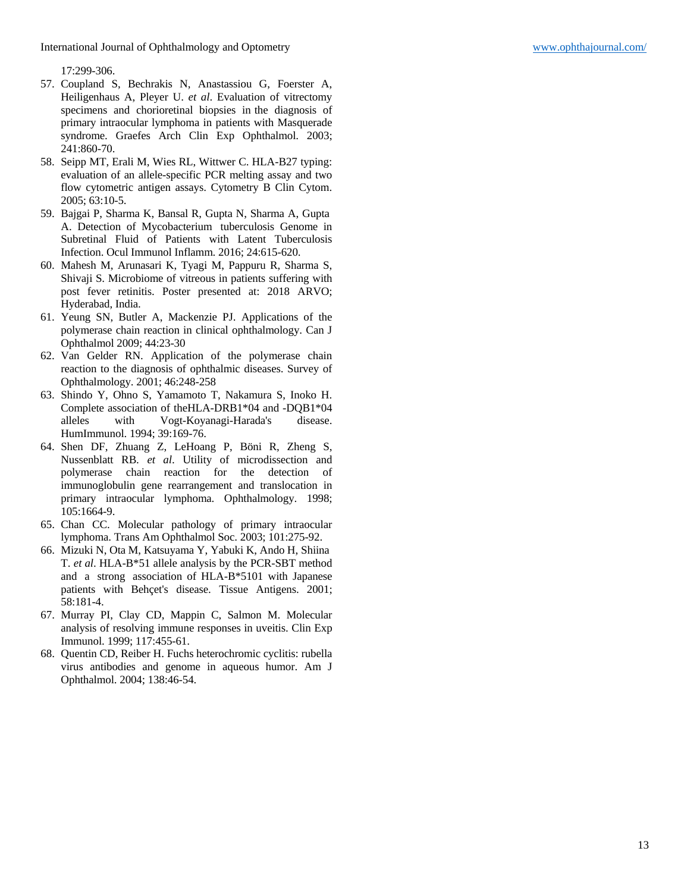17:299-306.

57. Coupland S, Bechrakis N, Anastassiou G, Foerster A, Heiligenhaus A, Pleyer U. *et al*. Evaluation of vitrectomy specimens and chorioretinal biopsies in the diagnosis of primary intraocular lymphoma in patients with Masquerade syndrome. Graefes Arch Clin Exp Ophthalmol. 2003; 241:860-70.
58. Seipp MT, Erali M, Wies RL, Wittwer C. HLA-B27 typing: evaluation of an allele-specific PCR melting assay and two flow cytometric antigen assays. Cytometry B Clin Cytom. 2005; 63:10-5.
59. Bajgai P, Sharma K, Bansal R, Gupta N, Sharma A, Gupta A. Detection of Mycobacterium tuberculosis Genome in Subretinal Fluid of Patients with Latent Tuberculosis Infection. Ocul Immunol Inflamm. 2016; 24:615-620.
60. Mahesh M, Arunasari K, Tyagi M, Pappuru R, Sharma S, Shivaji S. Microbiome of vitreous in patients suffering with post fever retinitis. Poster presented at: 2018 ARVO; Hyderabad, India.
61. Yeung SN, Butler A, Mackenzie PJ. Applications of the polymerase chain reaction in clinical ophthalmology. Can J Ophthalmol 2009; 44:23-30
62. Van Gelder RN. Application of the polymerase chain reaction to the diagnosis of ophthalmic diseases. Survey of Ophthalmology. 2001; 46:248-258
63. Shindo Y, Ohno S, Yamamoto T, Nakamura S, Inoko H. Complete association of theHLA-DRB1*04 and -DQB1*04 alleles with Vogt-Koyanagi-Harada's disease. HumImmunol. 1994; 39:169-76.
64. Shen DF, Zhuang Z, LeHoang P, Böni R, Zheng S, Nussenblatt RB. *et al*. Utility of microdissection and polymerase chain reaction for the detection of immunoglobulin gene rearrangement and translocation in primary intraocular lymphoma. Ophthalmology. 1998; 105:1664-9.
65. Chan CC. Molecular pathology of primary intraocular lymphoma. Trans Am Ophthalmol Soc. 2003; 101:275-92.
66. Mizuki N, Ota M, Katsuyama Y, Yabuki K, Ando H, Shiina T. *et al*. HLA-B*51 allele analysis by the PCR-SBT method and a strong association of HLA-B*5101 with Japanese patients with Behçet's disease. Tissue Antigens. 2001; 58:181-4.
67. Murray PI, Clay CD, Mappin C, Salmon M. Molecular analysis of resolving immune responses in uveitis. Clin Exp Immunol. 1999; 117:455-61.
68. Quentin CD, Reiber H. Fuchs heterochromic cyclitis: rubella virus antibodies and genome in aqueous humor. Am J Ophthalmol. 2004; 138:46-54.